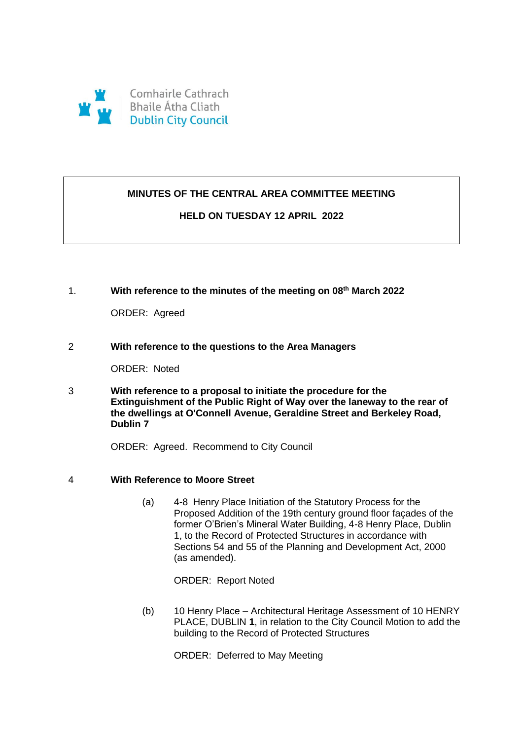Comhairle Cathrach
Bhaile Átha Cliath
Dublin City Council

# MINUTES OF THE CENTRAL AREA COMMITTEE MEETING

## HELD ON TUESDAY 12 APRIL 2022

1. **With reference to the minutes of the meeting on 08th March 2022**

   ORDER: Agreed

2. **With reference to the questions to the Area Managers**

   ORDER: Noted

3. **With reference to a proposal to initiate the procedure for the Extinguishment of the Public Right of Way over the laneway to the rear of the dwellings at O'Connell Avenue, Geraldine Street and Berkeley Road, Dublin 7**

   ORDER: Agreed. Recommend to City Council

4. **With Reference to Moore Street**

   (a) 4-8 Henry Place Initiation of the Statutory Process for the Proposed Addition of the 19th century ground floor façades of the former O'Brien's Mineral Water Building, 4-8 Henry Place, Dublin 1, to the Record of Protected Structures in accordance with Sections 54 and 55 of the Planning and Development Act, 2000 (as amended).

   ORDER: Report Noted

   (b) 10 Henry Place – Architectural Heritage Assessment of 10 HENRY PLACE, DUBLIN **1**, in relation to the City Council Motion to add the building to the Record of Protected Structures

   ORDER: Deferred to May Meeting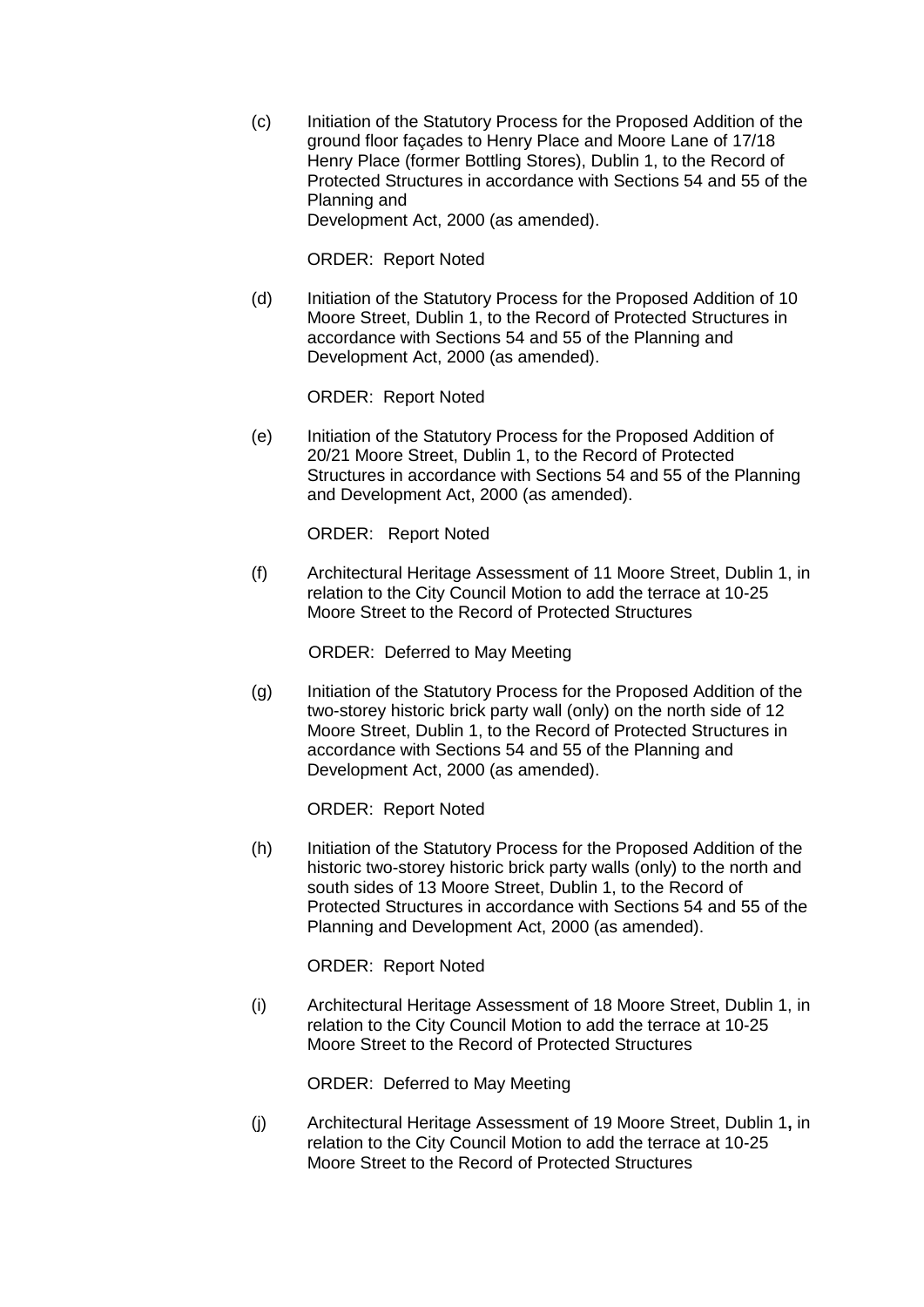(c) Initiation of the Statutory Process for the Proposed Addition of the ground floor façades to Henry Place and Moore Lane of 17/18 Henry Place (former Bottling Stores), Dublin 1, to the Record of Protected Structures in accordance with Sections 54 and 55 of the Planning and Development Act, 2000 (as amended).

ORDER: Report Noted

(d) Initiation of the Statutory Process for the Proposed Addition of 10 Moore Street, Dublin 1, to the Record of Protected Structures in accordance with Sections 54 and 55 of the Planning and Development Act, 2000 (as amended).

ORDER: Report Noted

(e) Initiation of the Statutory Process for the Proposed Addition of 20/21 Moore Street, Dublin 1, to the Record of Protected Structures in accordance with Sections 54 and 55 of the Planning and Development Act, 2000 (as amended).

ORDER: Report Noted

(f) Architectural Heritage Assessment of 11 Moore Street, Dublin 1, in relation to the City Council Motion to add the terrace at 10-25 Moore Street to the Record of Protected Structures

ORDER: Deferred to May Meeting

(g) Initiation of the Statutory Process for the Proposed Addition of the two-storey historic brick party wall (only) on the north side of 12 Moore Street, Dublin 1, to the Record of Protected Structures in accordance with Sections 54 and 55 of the Planning and Development Act, 2000 (as amended).

ORDER: Report Noted

(h) Initiation of the Statutory Process for the Proposed Addition of the historic two-storey historic brick party walls (only) to the north and south sides of 13 Moore Street, Dublin 1, to the Record of Protected Structures in accordance with Sections 54 and 55 of the Planning and Development Act, 2000 (as amended).

ORDER: Report Noted

(i) Architectural Heritage Assessment of 18 Moore Street, Dublin 1, in relation to the City Council Motion to add the terrace at 10-25 Moore Street to the Record of Protected Structures

ORDER: Deferred to May Meeting

(j) Architectural Heritage Assessment of 19 Moore Street, Dublin 1**,** in relation to the City Council Motion to add the terrace at 10-25 Moore Street to the Record of Protected Structures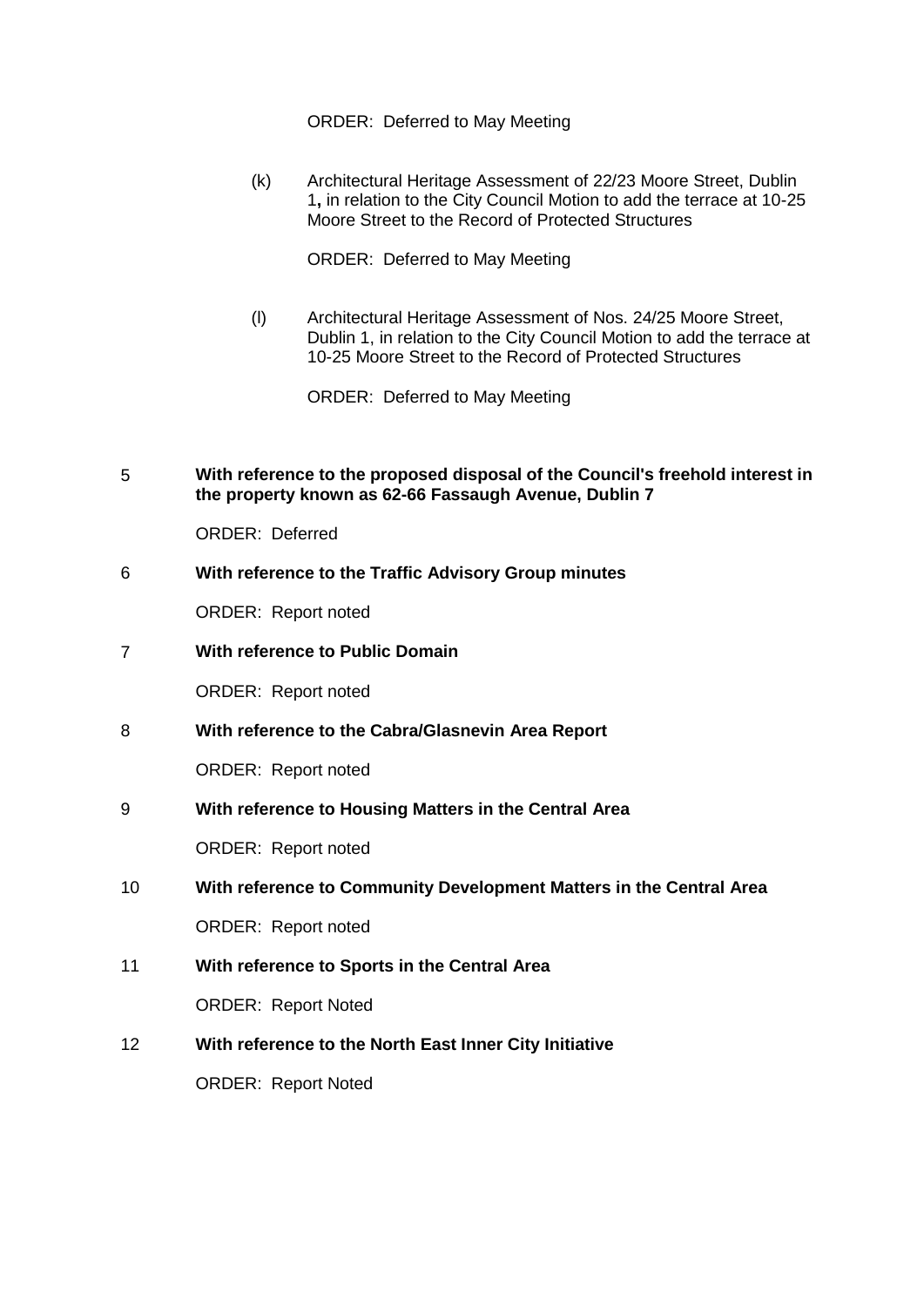ORDER: Deferred to May Meeting

(k) Architectural Heritage Assessment of 22/23 Moore Street, Dublin 1**,** in relation to the City Council Motion to add the terrace at 10-25 Moore Street to the Record of Protected Structures

ORDER: Deferred to May Meeting

(l) Architectural Heritage Assessment of Nos. 24/25 Moore Street, Dublin 1, in relation to the City Council Motion to add the terrace at 10-25 Moore Street to the Record of Protected Structures

ORDER: Deferred to May Meeting

5 **With reference to the proposed disposal of the Council's freehold interest in the property known as 62-66 Fassaugh Avenue, Dublin 7**

ORDER: Deferred

6 **With reference to the Traffic Advisory Group minutes**

ORDER: Report noted

7 **With reference to Public Domain**

ORDER: Report noted

8 **With reference to the Cabra/Glasnevin Area Report**

ORDER: Report noted

9 **With reference to Housing Matters in the Central Area**

ORDER: Report noted

10 **With reference to Community Development Matters in the Central Area**

ORDER: Report noted

11 **With reference to Sports in the Central Area**

ORDER: Report Noted

12 **With reference to the North East Inner City Initiative**

ORDER: Report Noted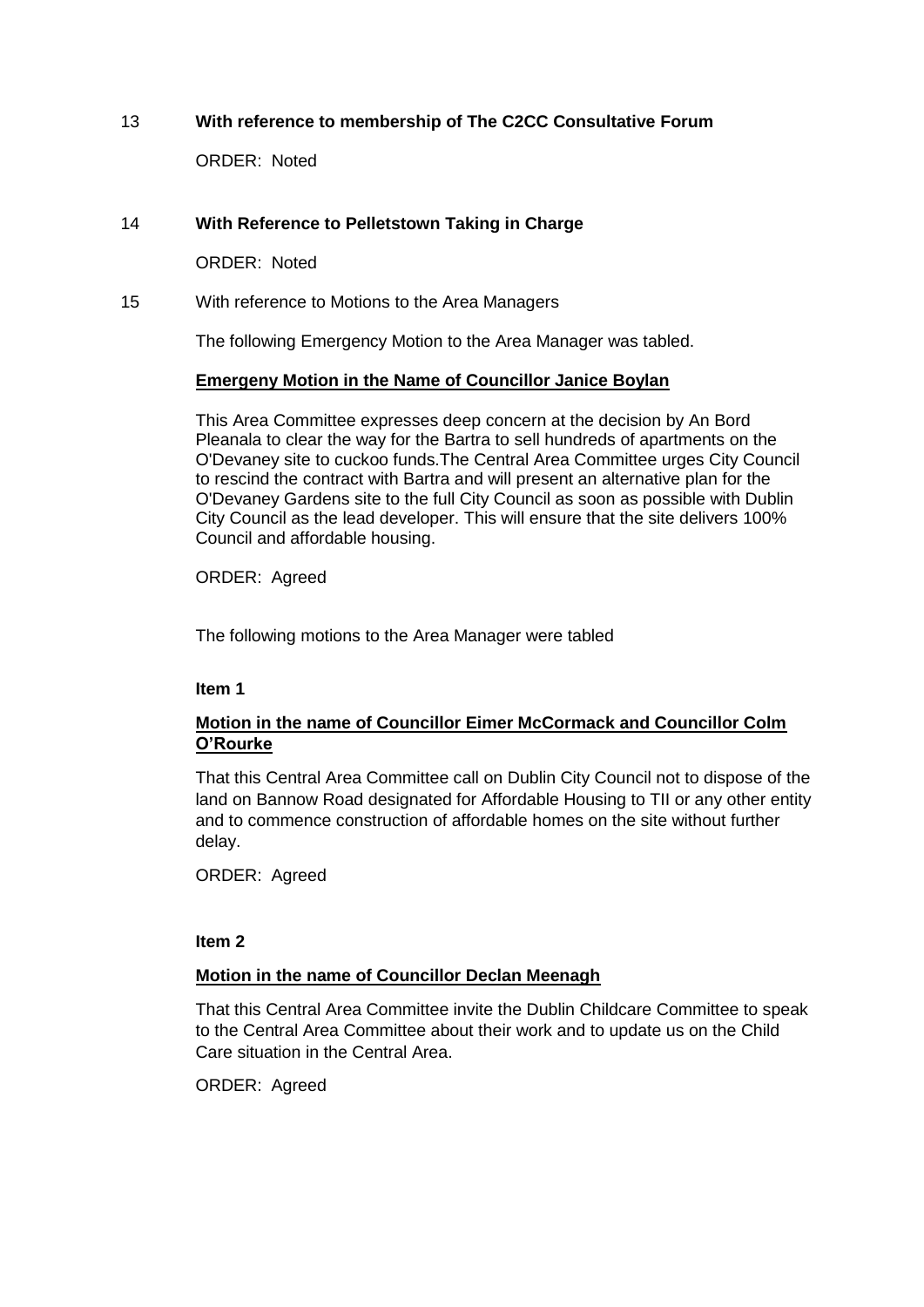13 **With reference to membership of The C2CC Consultative Forum**

ORDER: Noted

14 **With Reference to Pelletstown Taking in Charge**

ORDER: Noted

15 With reference to Motions to the Area Managers

The following Emergency Motion to the Area Manager was tabled.

**<u>Emergeny Motion in the Name of Councillor Janice Boylan</u>**

This Area Committee expresses deep concern at the decision by An Bord Pleanala to clear the way for the Bartra to sell hundreds of apartments on the O'Devaney site to cuckoo funds.The Central Area Committee urges City Council to rescind the contract with Bartra and will present an alternative plan for the O'Devaney Gardens site to the full City Council as soon as possible with Dublin City Council as the lead developer. This will ensure that the site delivers 100% Council and affordable housing.

ORDER: Agreed

The following motions to the Area Manager were tabled

**Item 1**

**<u>Motion in the name of Councillor Eimer McCormack and Councillor Colm O'Rourke</u>**

That this Central Area Committee call on Dublin City Council not to dispose of the land on Bannow Road designated for Affordable Housing to TII or any other entity and to commence construction of affordable homes on the site without further delay.

ORDER: Agreed

**Item 2**

**<u>Motion in the name of Councillor Declan Meenagh</u>**

That this Central Area Committee invite the Dublin Childcare Committee to speak to the Central Area Committee about their work and to update us on the Child Care situation in the Central Area.

ORDER: Agreed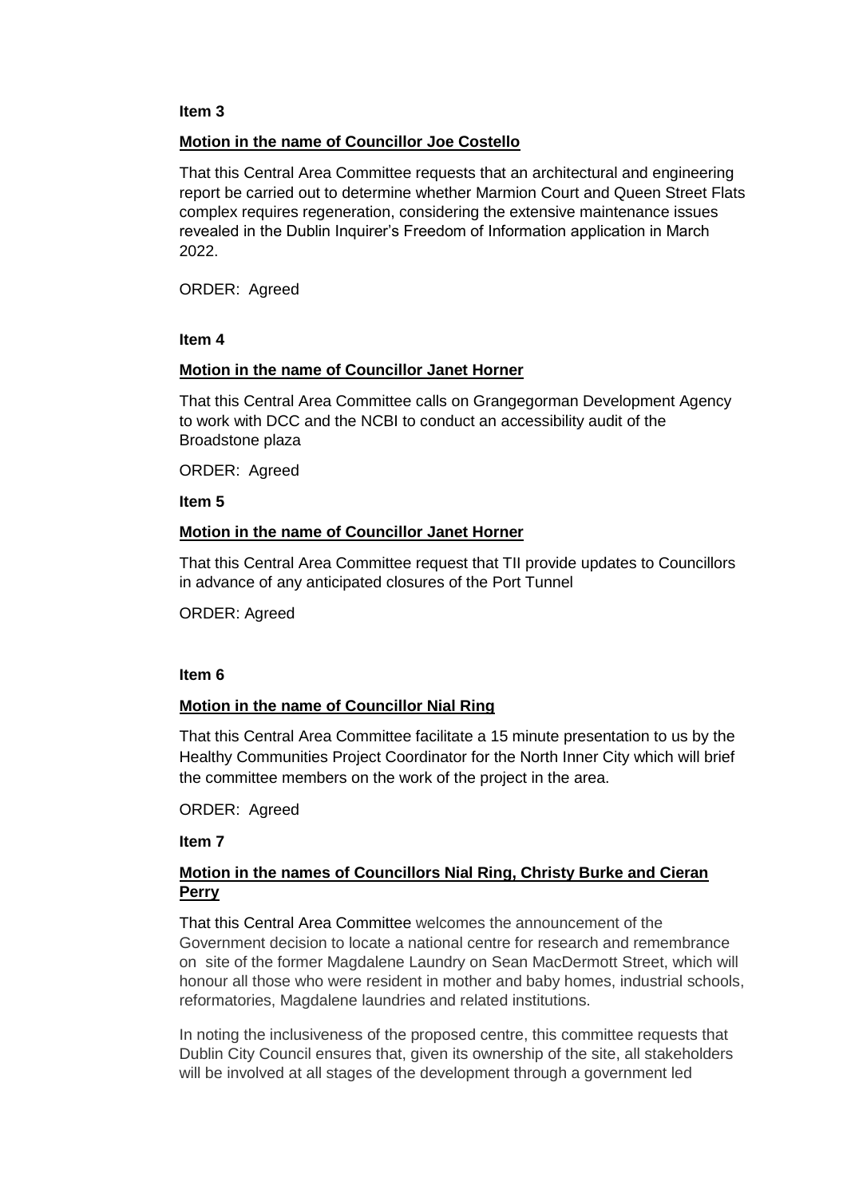**Item 3**

**Motion in the name of Councillor Joe Costello**

That this Central Area Committee requests that an architectural and engineering report be carried out to determine whether Marmion Court and Queen Street Flats complex requires regeneration, considering the extensive maintenance issues revealed in the Dublin Inquirer's Freedom of Information application in March 2022.

ORDER: Agreed

**Item 4**

**Motion in the name of Councillor Janet Horner**

That this Central Area Committee calls on Grangegorman Development Agency to work with DCC and the NCBI to conduct an accessibility audit of the Broadstone plaza

ORDER: Agreed

**Item 5**

**Motion in the name of Councillor Janet Horner**

That this Central Area Committee request that TII provide updates to Councillors in advance of any anticipated closures of the Port Tunnel

ORDER: Agreed

**Item 6**

**Motion in the name of Councillor Nial Ring**

That this Central Area Committee facilitate a 15 minute presentation to us by the Healthy Communities Project Coordinator for the North Inner City which will brief the committee members on the work of the project in the area.

ORDER: Agreed

**Item 7**

**Motion in the names of Councillors Nial Ring, Christy Burke and Cieran Perry**

That this Central Area Committee welcomes the announcement of the Government decision to locate a national centre for research and remembrance on site of the former Magdalene Laundry on Sean MacDermott Street, which will honour all those who were resident in mother and baby homes, industrial schools, reformatories, Magdalene laundries and related institutions.

In noting the inclusiveness of the proposed centre, this committee requests that Dublin City Council ensures that, given its ownership of the site, all stakeholders will be involved at all stages of the development through a government led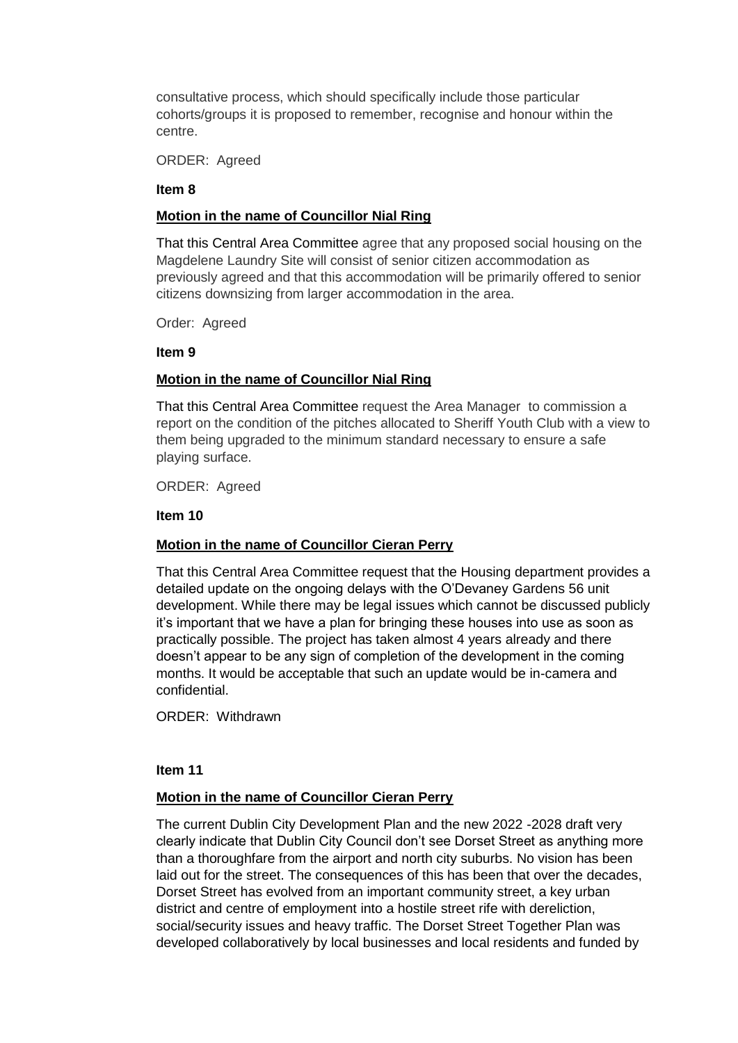consultative process, which should specifically include those particular cohorts/groups it is proposed to remember, recognise and honour within the centre.

ORDER: Agreed

**Item 8**

**Motion in the name of Councillor Nial Ring**

That this Central Area Committee agree that any proposed social housing on the Magdelene Laundry Site will consist of senior citizen accommodation as previously agreed and that this accommodation will be primarily offered to senior citizens downsizing from larger accommodation in the area.

Order: Agreed

**Item 9**

**Motion in the name of Councillor Nial Ring**

That this Central Area Committee request the Area Manager to commission a report on the condition of the pitches allocated to Sheriff Youth Club with a view to them being upgraded to the minimum standard necessary to ensure a safe playing surface.

ORDER: Agreed

**Item 10**

**Motion in the name of Councillor Cieran Perry**

That this Central Area Committee request that the Housing department provides a detailed update on the ongoing delays with the O'Devaney Gardens 56 unit development. While there may be legal issues which cannot be discussed publicly it's important that we have a plan for bringing these houses into use as soon as practically possible. The project has taken almost 4 years already and there doesn't appear to be any sign of completion of the development in the coming months. It would be acceptable that such an update would be in-camera and confidential.

ORDER: Withdrawn

**Item 11**

**Motion in the name of Councillor Cieran Perry**

The current Dublin City Development Plan and the new 2022 -2028 draft very clearly indicate that Dublin City Council don't see Dorset Street as anything more than a thoroughfare from the airport and north city suburbs. No vision has been laid out for the street. The consequences of this has been that over the decades, Dorset Street has evolved from an important community street, a key urban district and centre of employment into a hostile street rife with dereliction, social/security issues and heavy traffic. The Dorset Street Together Plan was developed collaboratively by local businesses and local residents and funded by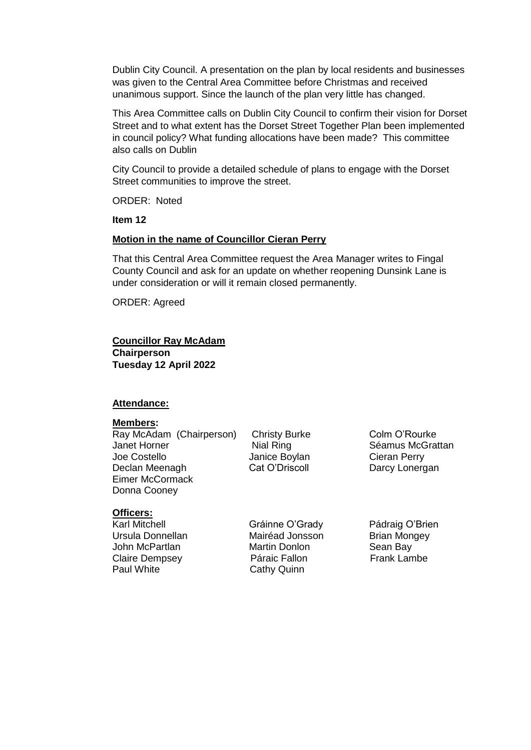Dublin City Council. A presentation on the plan by local residents and businesses was given to the Central Area Committee before Christmas and received unanimous support. Since the launch of the plan very little has changed.

This Area Committee calls on Dublin City Council to confirm their vision for Dorset Street and to what extent has the Dorset Street Together Plan been implemented in council policy? What funding allocations have been made? This committee also calls on Dublin

City Council to provide a detailed schedule of plans to engage with the Dorset Street communities to improve the street.

ORDER: Noted

**Item 12**

**Motion in the name of Councillor Cieran Perry**

That this Central Area Committee request the Area Manager writes to Fingal County Council and ask for an update on whether reopening Dunsink Lane is under consideration or will it remain closed permanently.

ORDER: Agreed

**Councillor Ray McAdam**
**Chairperson**
**Tuesday 12 April 2022**

**Attendance:**

**Members:**

| | | |
|---|---|---|
| Ray McAdam (Chairperson) | Christy Burke | Colm O'Rourke |
| Janet Horner | Nial Ring | Séamus McGrattan |
| Joe Costello | Janice Boylan | Cieran Perry |
| Declan Meenagh | Cat O'Driscoll | Darcy Lonergan |
| Eimer McCormack | | |
| Donna Cooney | | |

**Officers:**

| | | |
|---|---|---|
| Karl Mitchell | Gráinne O'Grady | Pádraig O'Brien |
| Ursula Donnellan | Mairéad Jonsson | Brian Mongey |
| John McPartlan | Martin Donlon | Sean Bay |
| Claire Dempsey | Páraic Fallon | Frank Lambe |
| Paul White | Cathy Quinn | |